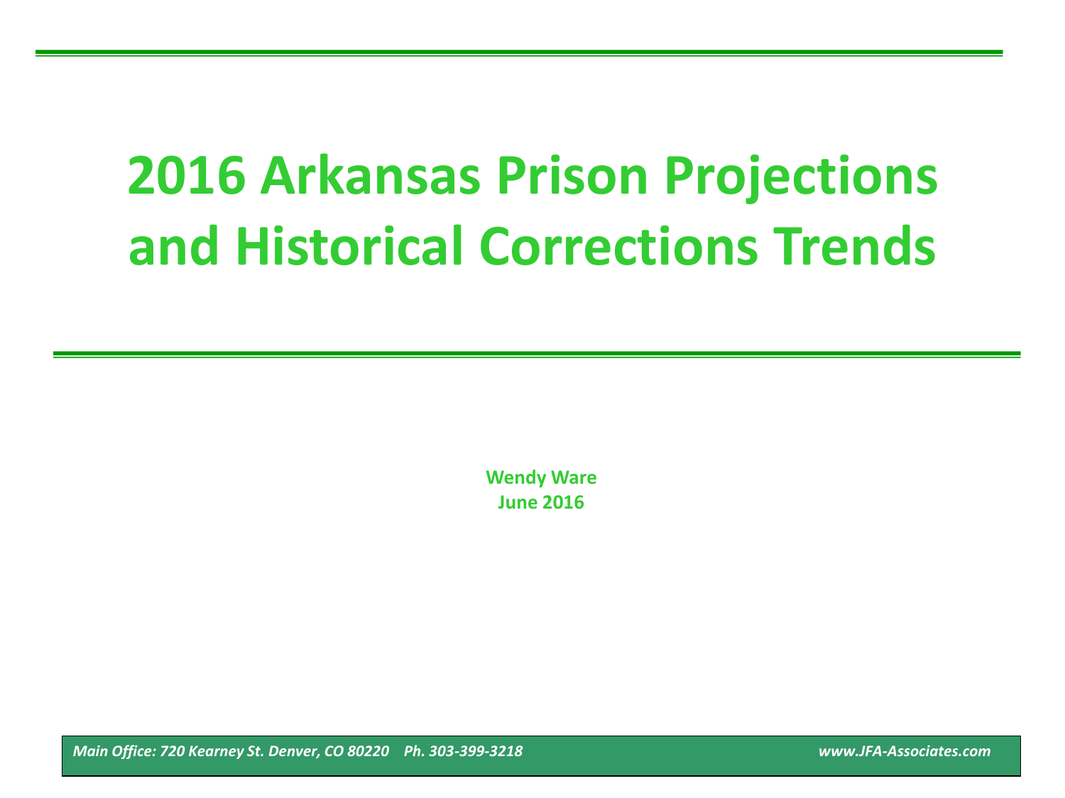# 2016 Arkansas Prison Projections and Historical Corrections Trends

**Wendy Ware**
**June 2016**

*Main Office: 720 Kearney St. Denver, CO 80220 Ph. 303-399-3218 www.JFA-Associates.com*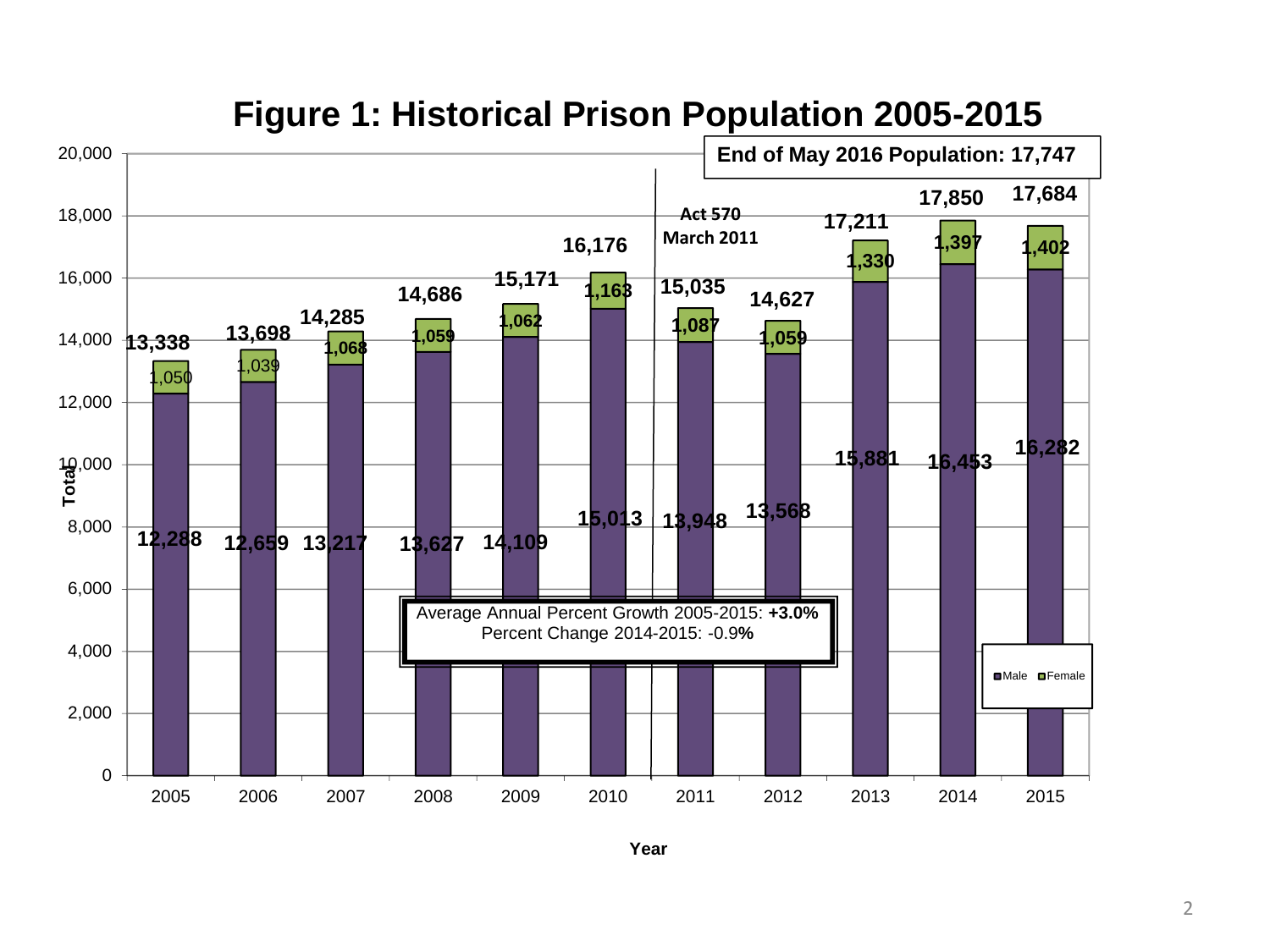# Figure 1: Historical Prison Population 2005-2015

**End of May 2016 Population: 17,747**

| Year | Male | Female | Total |
|---|---|---|---|
| 2005 | 12,288 | 1,050 | 13,338 |
| 2006 | 12,659 | 1,039 | 13,698 |
| 2007 | 13,217 | 1,068 | 14,285 |
| 2008 | 13,627 | 1,059 | 14,686 |
| 2009 | 14,109 | 1,062 | 15,171 |
| 2010 | 15,013 | 1,163 | 16,176 |
| 2011 | 13,948 | 1,087 | 15,035 |
| 2012 | 13,568 | 1,059 | 14,627 |
| 2013 | 15,881 | 1,330 | 17,211 |
| 2014 | 16,453 | 1,397 | 17,850 |
| 2015 | 16,282 | 1,402 | 17,684 |

Act 570 March 2011

Average Annual Percent Growth 2005-2015: **+3.0%**
Percent Change 2014-2015: -0.9**%**

Legend: Male, Female

Y-axis: Total; X-axis: Year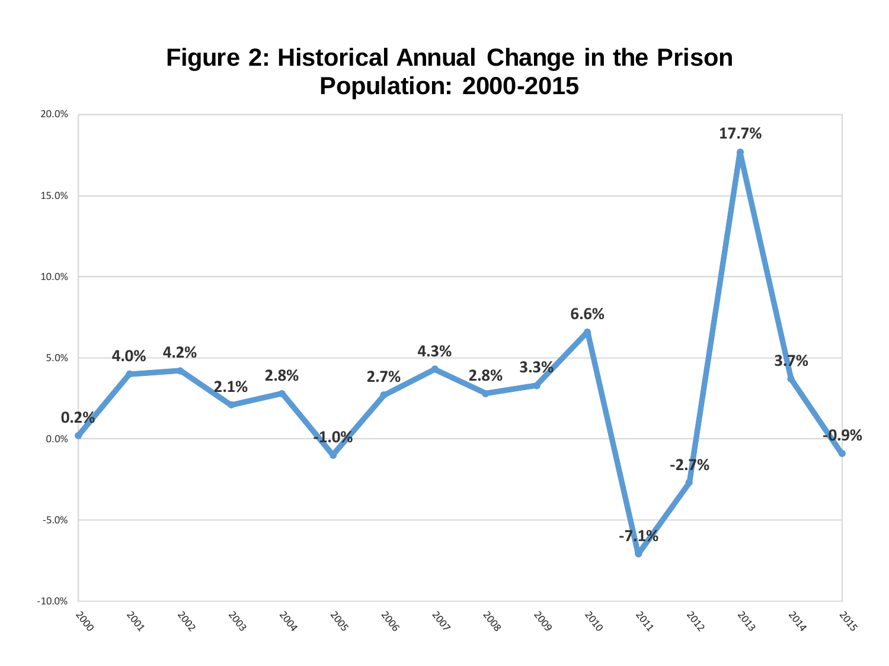**Figure 2: Historical Annual Change in the Prison Population: 2000-2015**

| Year | Annual Change |
|---|---|
| 2000 | 0.2% |
| 2001 | 4.0% |
| 2002 | 4.2% |
| 2003 | 2.1% |
| 2004 | 2.8% |
| 2005 | -1.0% |
| 2006 | 2.7% |
| 2007 | 4.3% |
| 2008 | 2.8% |
| 2009 | 3.3% |
| 2010 | 6.6% |
| 2011 | -7.1% |
| 2012 | -2.7% |
| 2013 | 17.7% |
| 2014 | 3.7% |
| 2015 | -0.9% |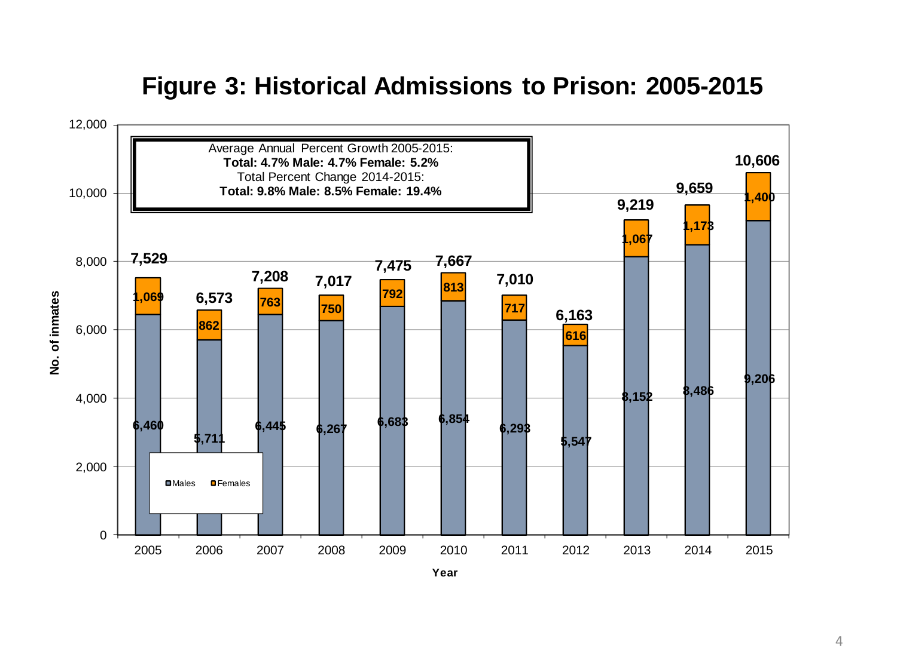# Figure 3: Historical Admissions to Prison: 2005-2015

Average Annual Percent Growth 2005-2015:
**Total: 4.7% Male: 4.7% Female: 5.2%**
Total Percent Change 2014-2015:
**Total: 9.8% Male: 8.5% Female: 19.4%**

| Year | Males | Females | Total |
|---|---|---|---|
| 2005 | 6,460 | 1,069 | 7,529 |
| 2006 | 5,711 | 862 | 6,573 |
| 2007 | 6,445 | 763 | 7,208 |
| 2008 | 6,267 | 750 | 7,017 |
| 2009 | 6,683 | 792 | 7,475 |
| 2010 | 6,854 | 813 | 7,667 |
| 2011 | 6,293 | 717 | 7,010 |
| 2012 | 5,547 | 616 | 6,163 |
| 2013 | 8,152 | 1,067 | 9,219 |
| 2014 | 8,486 | 1,173 | 9,659 |
| 2015 | 9,206 | 1,400 | 10,606 |

No. of inmates by Year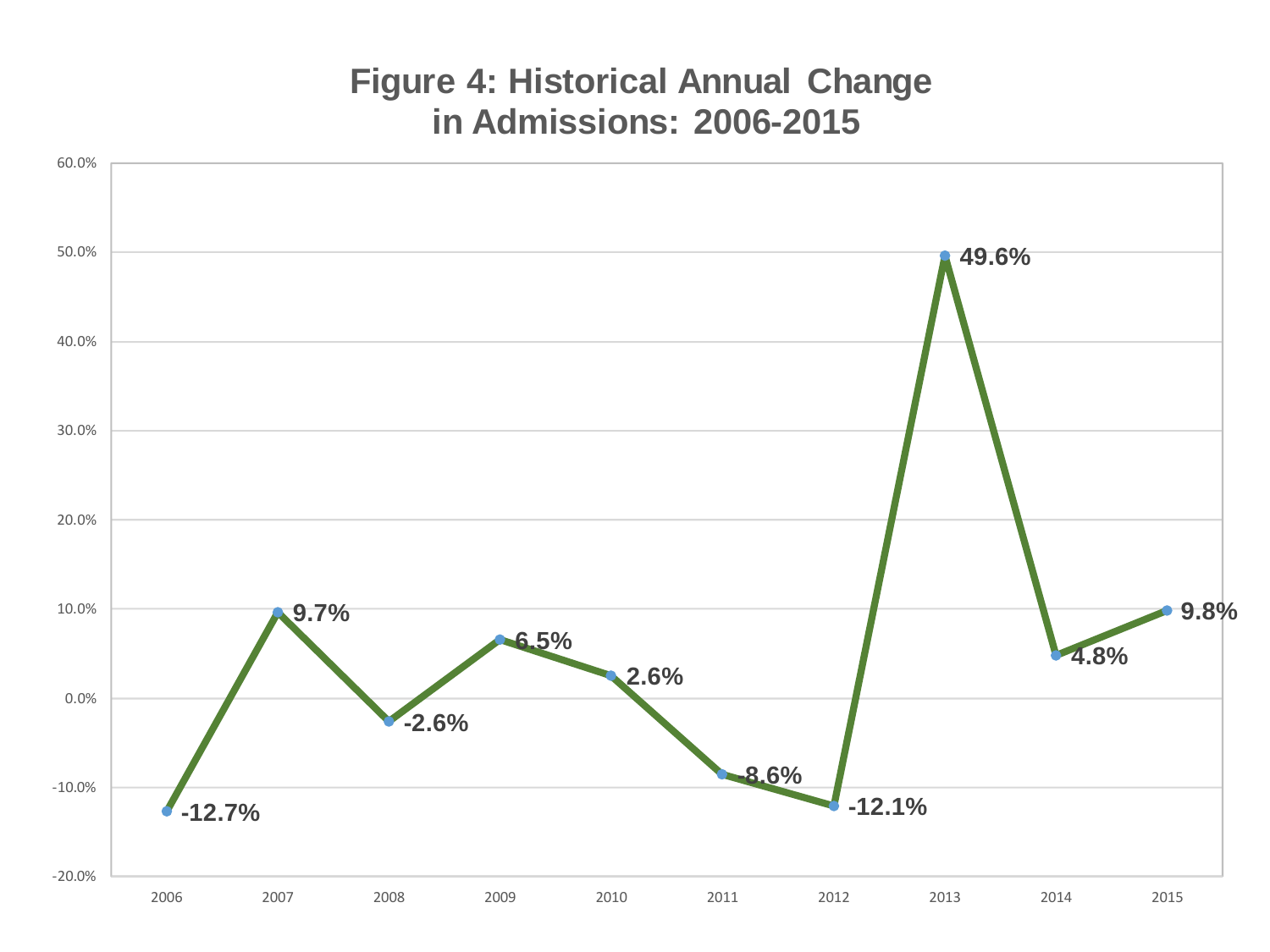# Figure 4: Historical Annual Change in Admissions: 2006-2015

| Year | Annual Change |
| --- | --- |
| 2006 | -12.7% |
| 2007 | 9.7% |
| 2008 | -2.6% |
| 2009 | 6.5% |
| 2010 | 2.6% |
| 2011 | -8.6% |
| 2012 | -12.1% |
| 2013 | 49.6% |
| 2014 | 4.8% |
| 2015 | 9.8% |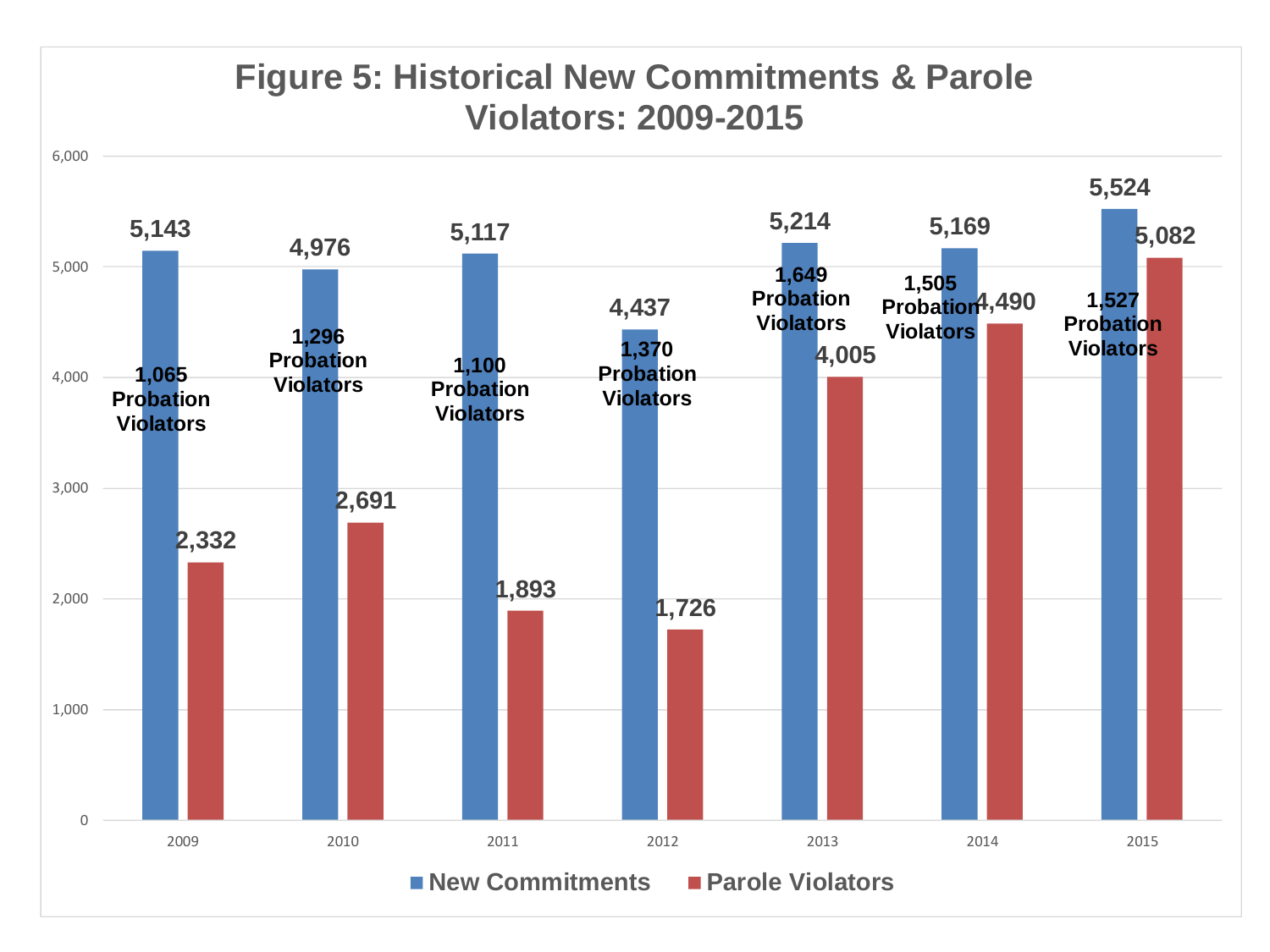**Figure 5: Historical New Commitments & Parole Violators: 2009-2015**

| Year | New Commitments | Probation Violators | Parole Violators |
|---|---|---|---|
| 2009 | 5,143 | 1,065 | 2,332 |
| 2010 | 4,976 | 1,296 | 2,691 |
| 2011 | 5,117 | 1,100 | 1,893 |
| 2012 | 4,437 | 1,370 | 1,726 |
| 2013 | 5,214 | 1,649 | 4,005 |
| 2014 | 5,169 | 1,505 | 4,490 |
| 2015 | 5,524 | 1,527 | 5,082 |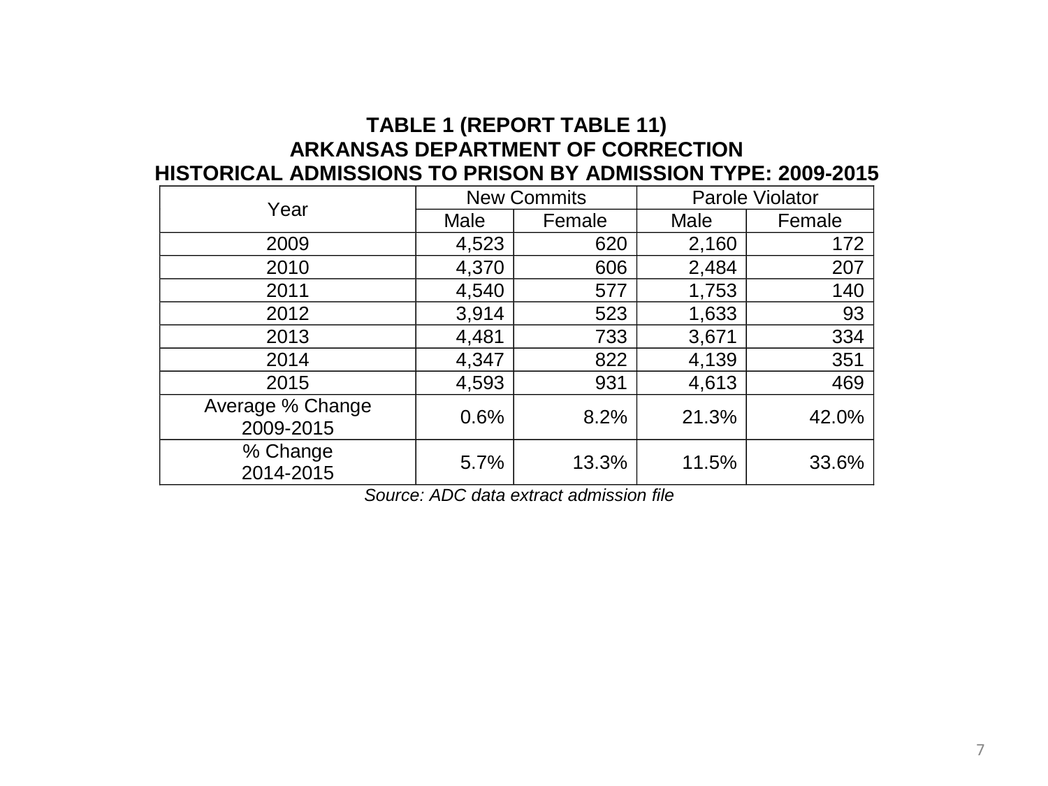**TABLE 1 (REPORT TABLE 11)**
**ARKANSAS DEPARTMENT OF CORRECTION**
**HISTORICAL ADMISSIONS TO PRISON BY ADMISSION TYPE: 2009-2015**

| Year | New Commits | | Parole Violator | |
|---|---|---|---|---|
| | Male | Female | Male | Female |
| 2009 | 4,523 | 620 | 2,160 | 172 |
| 2010 | 4,370 | 606 | 2,484 | 207 |
| 2011 | 4,540 | 577 | 1,753 | 140 |
| 2012 | 3,914 | 523 | 1,633 | 93 |
| 2013 | 4,481 | 733 | 3,671 | 334 |
| 2014 | 4,347 | 822 | 4,139 | 351 |
| 2015 | 4,593 | 931 | 4,613 | 469 |
| Average % Change 2009-2015 | 0.6% | 8.2% | 21.3% | 42.0% |
| % Change 2014-2015 | 5.7% | 13.3% | 11.5% | 33.6% |

*Source: ADC data extract admission file*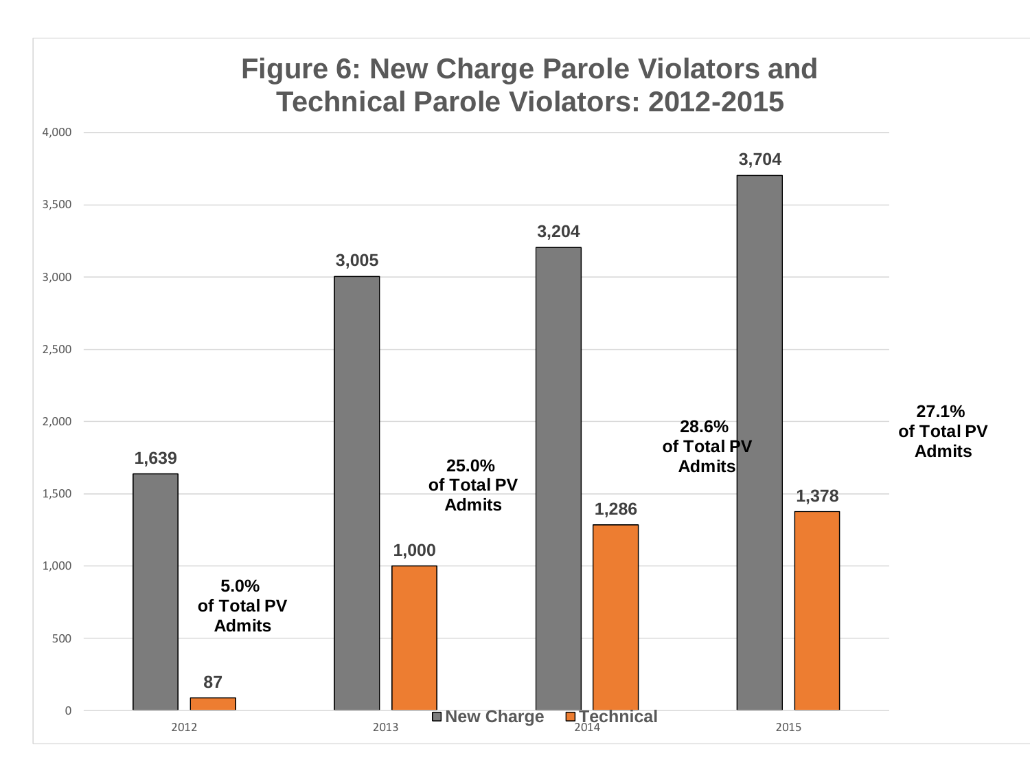## Figure 6: New Charge Parole Violators and Technical Parole Violators: 2012-2015

| Year | New Charge | Technical | Technical % of Total PV Admits |
|---|---|---|---|
| 2012 | 1,639 | 87 | 5.0% |
| 2013 | 3,005 | 1,000 | 25.0% |
| 2014 | 3,204 | 1,286 | 28.6% |
| 2015 | 3,704 | 1,378 | 27.1% |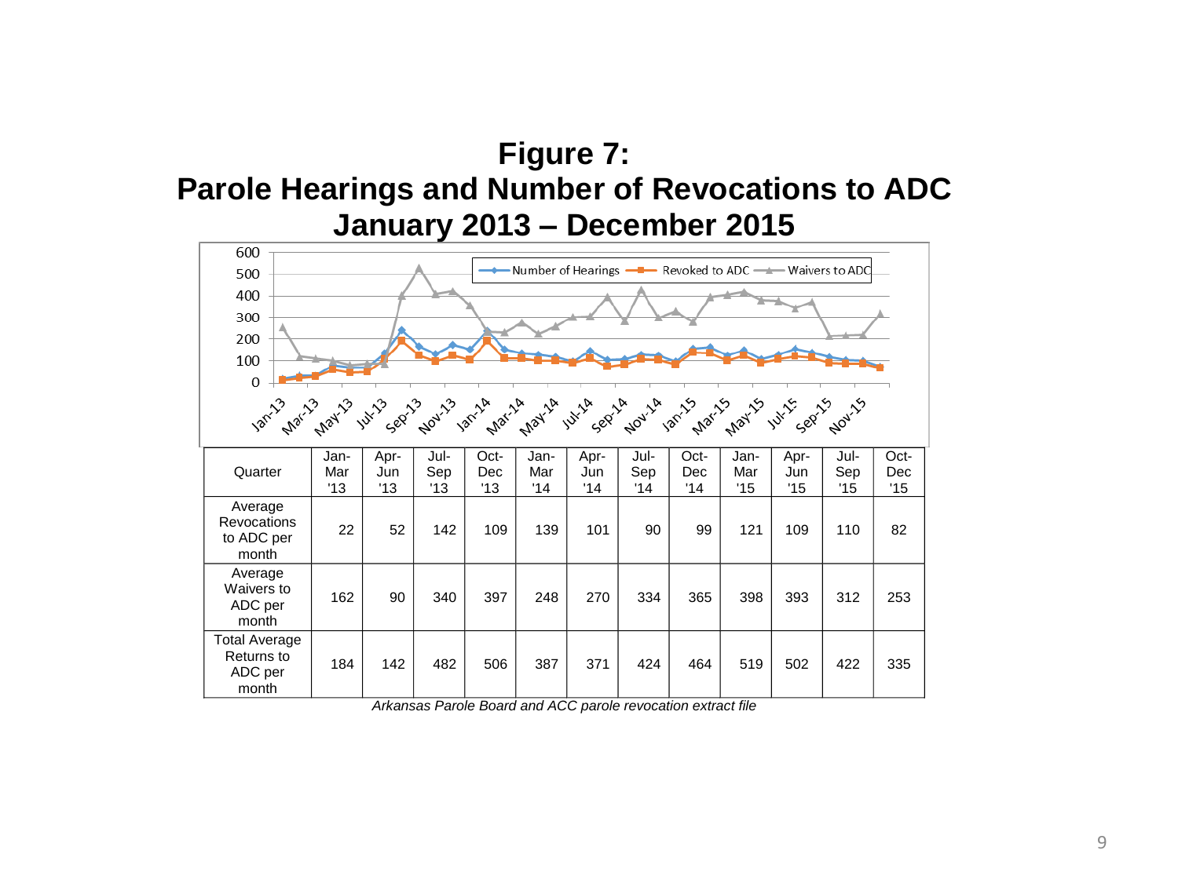# Figure 7:
## Parole Hearings and Number of Revocations to ADC
## January 2013 – December 2015

| Quarter | Jan-Mar '13 | Apr-Jun '13 | Jul-Sep '13 | Oct-Dec '13 | Jan-Mar '14 | Apr-Jun '14 | Jul-Sep '14 | Oct-Dec '14 | Jan-Mar '15 | Apr-Jun '15 | Jul-Sep '15 | Oct-Dec '15 |
|---|---|---|---|---|---|---|---|---|---|---|---|---|
| Average Revocations to ADC per month | 22 | 52 | 142 | 109 | 139 | 101 | 90 | 99 | 121 | 109 | 110 | 82 |
| Average Waivers to ADC per month | 162 | 90 | 340 | 397 | 248 | 270 | 334 | 365 | 398 | 393 | 312 | 253 |
| Total Average Returns to ADC per month | 184 | 142 | 482 | 506 | 387 | 371 | 424 | 464 | 519 | 502 | 422 | 335 |

*Arkansas Parole Board and ACC parole revocation extract file*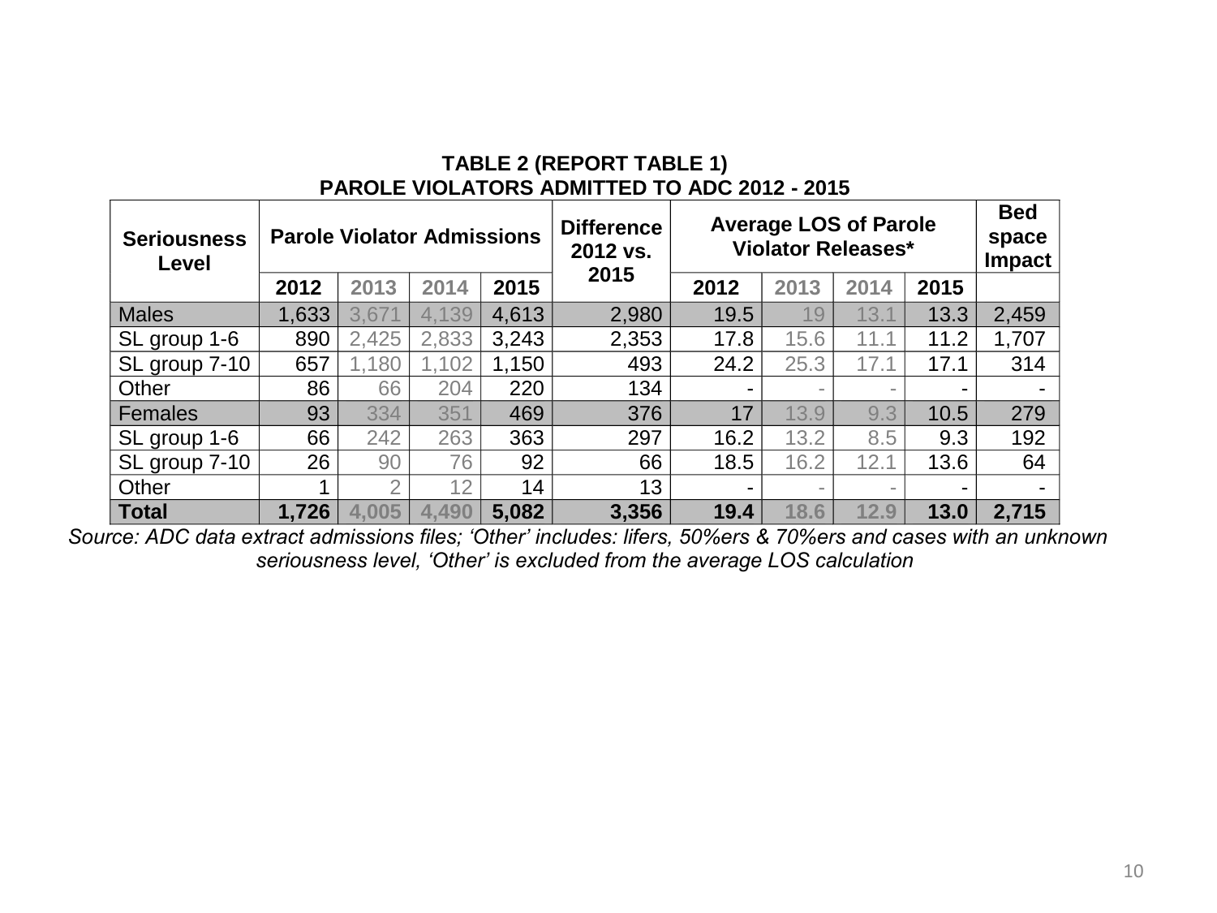**TABLE 2 (REPORT TABLE 1)**
**PAROLE VIOLATORS ADMITTED TO ADC 2012 - 2015**

| Seriousness Level | Parole Violator Admissions | | | | Difference 2012 vs. 2015 | Average LOS of Parole Violator Releases* | | | | Bed space Impact |
|---|---|---|---|---|---|---|---|---|---|---|
| | 2012 | 2013 | 2014 | 2015 | | 2012 | 2013 | 2014 | 2015 | |
| Males | 1,633 | 3,671 | 4,139 | 4,613 | 2,980 | 19.5 | 19 | 13.1 | 13.3 | 2,459 |
| SL group 1-6 | 890 | 2,425 | 2,833 | 3,243 | 2,353 | 17.8 | 15.6 | 11.1 | 11.2 | 1,707 |
| SL group 7-10 | 657 | 1,180 | 1,102 | 1,150 | 493 | 24.2 | 25.3 | 17.1 | 17.1 | 314 |
| Other | 86 | 66 | 204 | 220 | 134 | - | - | - | - | - |
| Females | 93 | 334 | 351 | 469 | 376 | 17 | 13.9 | 9.3 | 10.5 | 279 |
| SL group 1-6 | 66 | 242 | 263 | 363 | 297 | 16.2 | 13.2 | 8.5 | 9.3 | 192 |
| SL group 7-10 | 26 | 90 | 76 | 92 | 66 | 18.5 | 16.2 | 12.1 | 13.6 | 64 |
| Other | 1 | 2 | 12 | 14 | 13 | - | - | - | - | - |
| **Total** | **1,726** | **4,005** | **4,490** | **5,082** | **3,356** | **19.4** | **18.6** | **12.9** | **13.0** | **2,715** |

*Source: ADC data extract admissions files; 'Other' includes: lifers, 50%ers & 70%ers and cases with an unknown seriousness level, 'Other' is excluded from the average LOS calculation*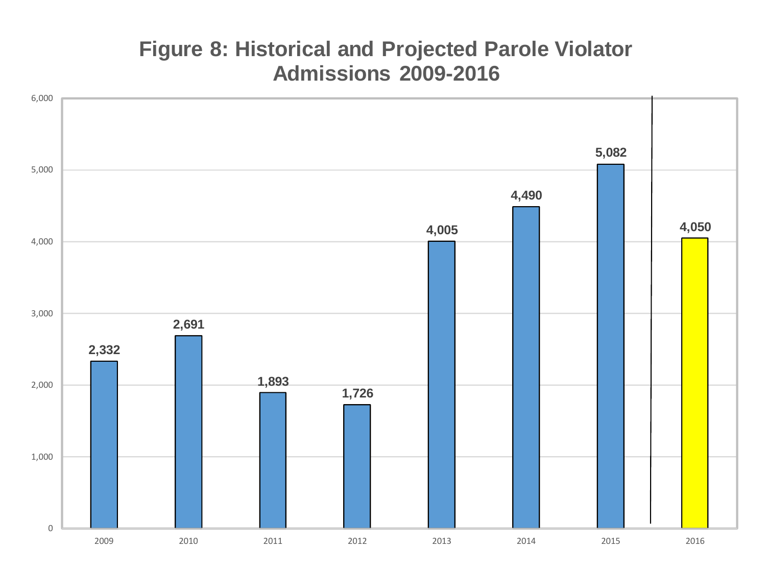# Figure 8: Historical and Projected Parole Violator Admissions 2009-2016

| Year | Admissions |
| --- | --- |
| 2009 | 2,332 |
| 2010 | 2,691 |
| 2011 | 1,893 |
| 2012 | 1,726 |
| 2013 | 4,005 |
| 2014 | 4,490 |
| 2015 | 5,082 |
| 2016 | 4,050 |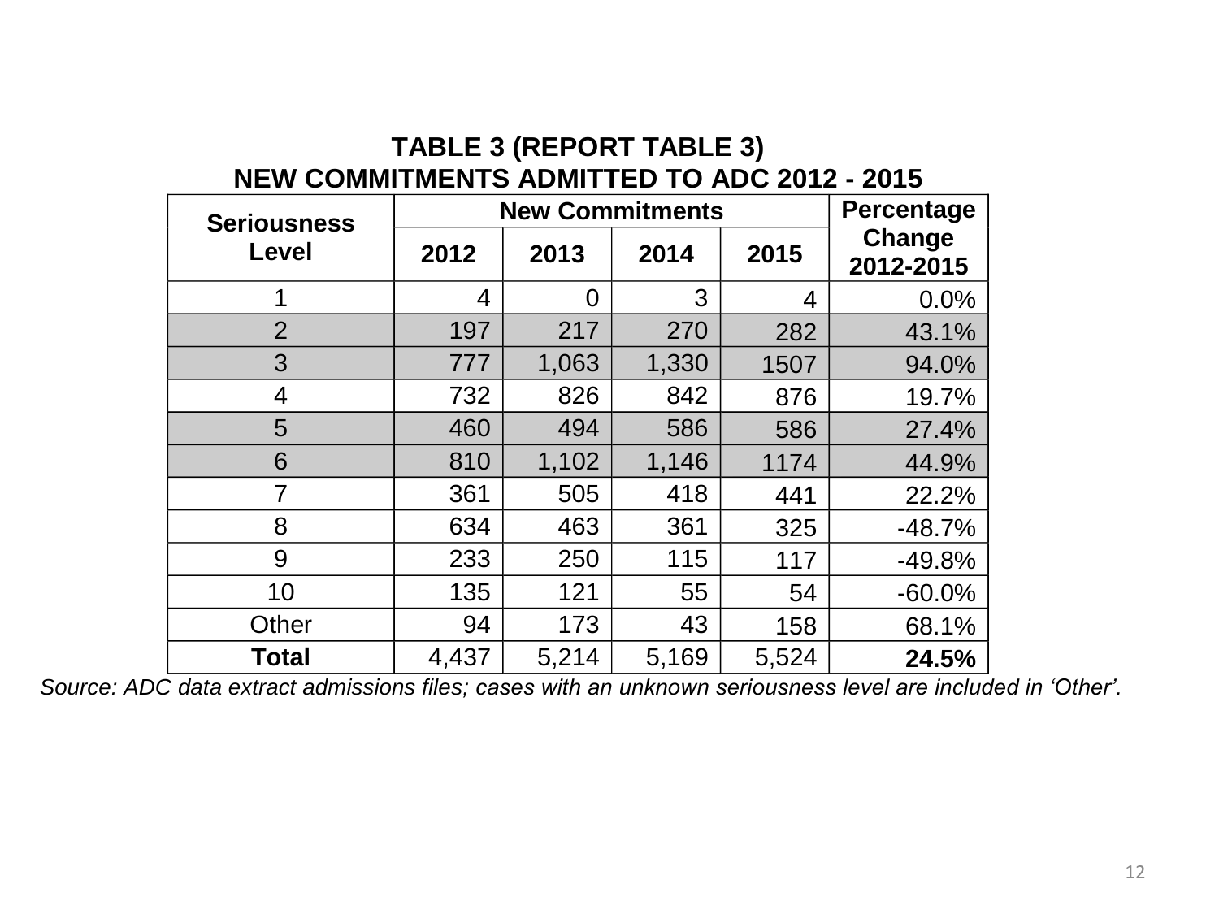# TABLE 3 (REPORT TABLE 3)
## NEW COMMITMENTS ADMITTED TO ADC 2012 - 2015

| Seriousness Level | New Commitments | | | | Percentage Change 2012-2015 |
|---|---|---|---|---|---|
| | 2012 | 2013 | 2014 | 2015 | |
| 1 | 4 | 0 | 3 | 4 | 0.0% |
| 2 | 197 | 217 | 270 | 282 | 43.1% |
| 3 | 777 | 1,063 | 1,330 | 1507 | 94.0% |
| 4 | 732 | 826 | 842 | 876 | 19.7% |
| 5 | 460 | 494 | 586 | 586 | 27.4% |
| 6 | 810 | 1,102 | 1,146 | 1174 | 44.9% |
| 7 | 361 | 505 | 418 | 441 | 22.2% |
| 8 | 634 | 463 | 361 | 325 | -48.7% |
| 9 | 233 | 250 | 115 | 117 | -49.8% |
| 10 | 135 | 121 | 55 | 54 | -60.0% |
| Other | 94 | 173 | 43 | 158 | 68.1% |
| **Total** | 4,437 | 5,214 | 5,169 | 5,524 | **24.5%** |

*Source: ADC data extract admissions files; cases with an unknown seriousness level are included in 'Other'.*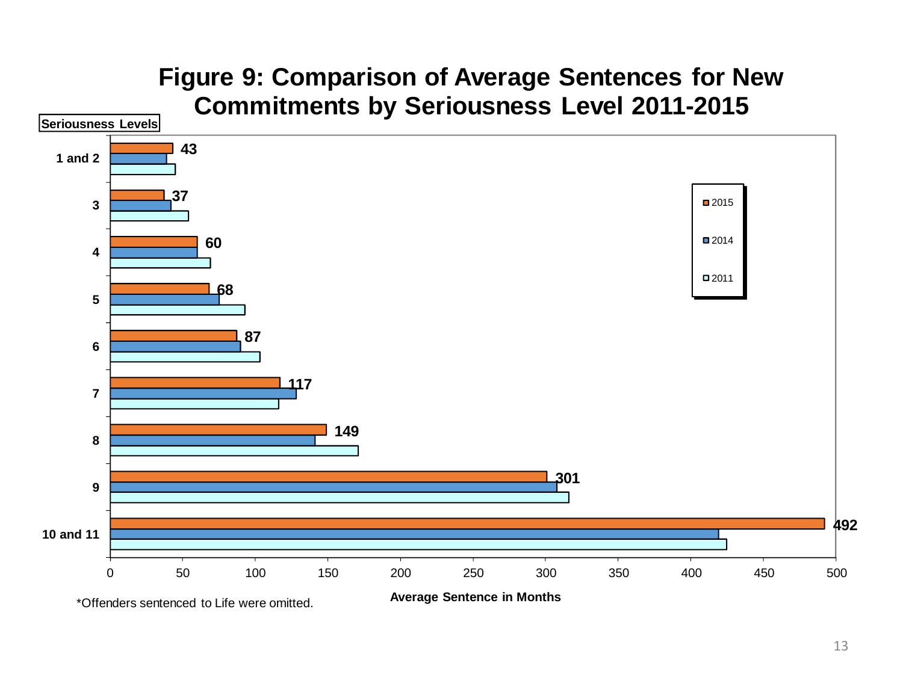# Figure 9: Comparison of Average Sentences for New Commitments by Seriousness Level 2011-2015

| Seriousness Levels | 2015 |
| --- | --- |
| 1 and 2 | 43 |
| 3 | 37 |
| 4 | 60 |
| 5 | 68 |
| 6 | 87 |
| 7 | 117 |
| 8 | 149 |
| 9 | 301 |
| 10 and 11 | 492 |

Average Sentence in Months

Legend: 2015, 2014, 2011

*Offenders sentenced to Life were omitted.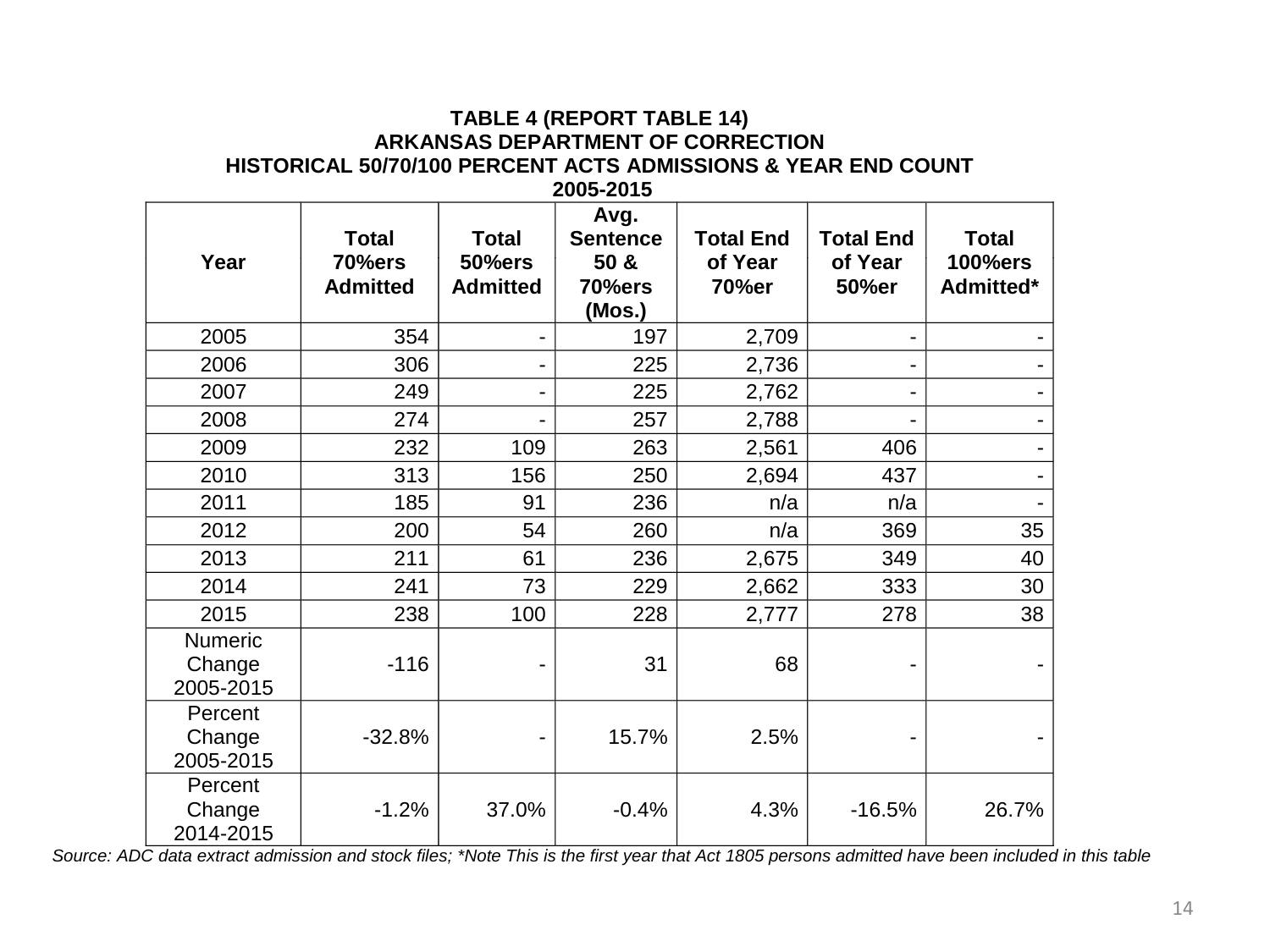**TABLE 4 (REPORT TABLE 14)**
**ARKANSAS DEPARTMENT OF CORRECTION**
**HISTORICAL 50/70/100 PERCENT ACTS ADMISSIONS & YEAR END COUNT**
**2005-2015**

| Year | Total 70%ers Admitted | Total 50%ers Admitted | Avg. Sentence 50 & 70%ers (Mos.) | Total End of Year 70%er | Total End of Year 50%er | Total 100%ers Admitted* |
|---|---|---|---|---|---|---|
| 2005 | 354 | - | 197 | 2,709 | - | - |
| 2006 | 306 | - | 225 | 2,736 | - | - |
| 2007 | 249 | - | 225 | 2,762 | - | - |
| 2008 | 274 | - | 257 | 2,788 | - | - |
| 2009 | 232 | 109 | 263 | 2,561 | 406 | - |
| 2010 | 313 | 156 | 250 | 2,694 | 437 | - |
| 2011 | 185 | 91 | 236 | n/a | n/a | - |
| 2012 | 200 | 54 | 260 | n/a | 369 | 35 |
| 2013 | 211 | 61 | 236 | 2,675 | 349 | 40 |
| 2014 | 241 | 73 | 229 | 2,662 | 333 | 30 |
| 2015 | 238 | 100 | 228 | 2,777 | 278 | 38 |
| Numeric Change 2005-2015 | -116 | - | 31 | 68 | - | - |
| Percent Change 2005-2015 | -32.8% | - | 15.7% | 2.5% | - | - |
| Percent Change 2014-2015 | -1.2% | 37.0% | -0.4% | 4.3% | -16.5% | 26.7% |

*Source: ADC data extract admission and stock files; *Note This is the first year that Act 1805 persons admitted have been included in this table*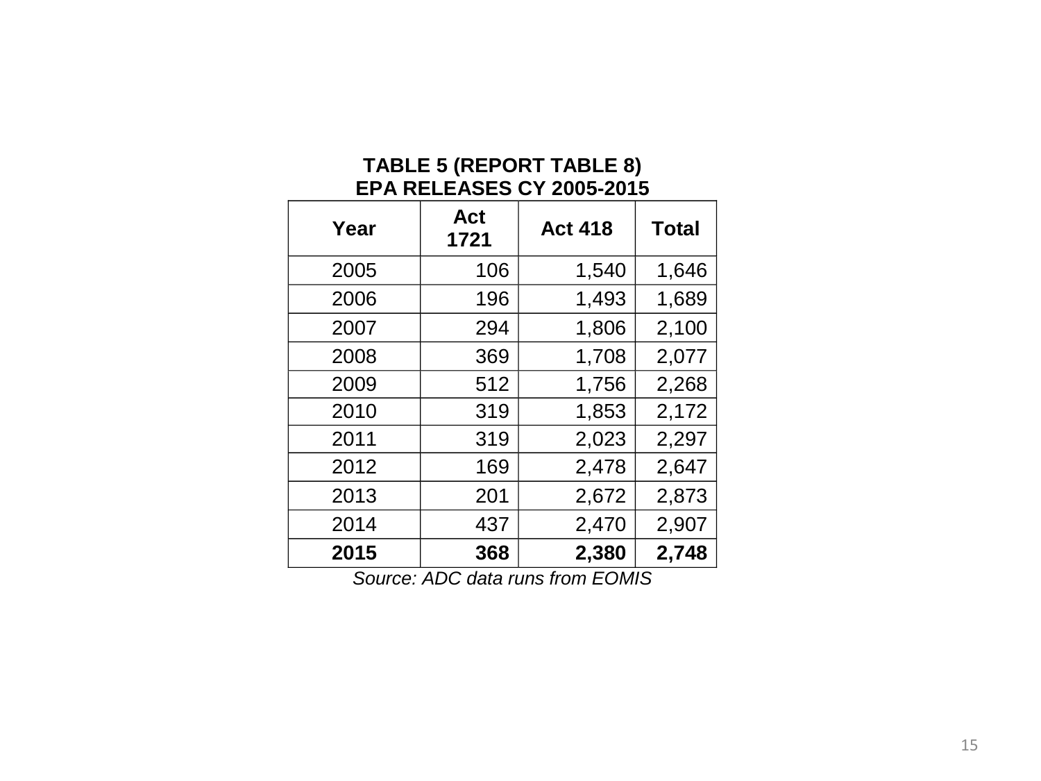**TABLE 5 (REPORT TABLE 8)**
**EPA RELEASES CY 2005-2015**

| Year | Act 1721 | Act 418 | Total |
|---|---|---|---|
| 2005 | 106 | 1,540 | 1,646 |
| 2006 | 196 | 1,493 | 1,689 |
| 2007 | 294 | 1,806 | 2,100 |
| 2008 | 369 | 1,708 | 2,077 |
| 2009 | 512 | 1,756 | 2,268 |
| 2010 | 319 | 1,853 | 2,172 |
| 2011 | 319 | 2,023 | 2,297 |
| 2012 | 169 | 2,478 | 2,647 |
| 2013 | 201 | 2,672 | 2,873 |
| 2014 | 437 | 2,470 | 2,907 |
| **2015** | **368** | **2,380** | **2,748** |

*Source: ADC data runs from EOMIS*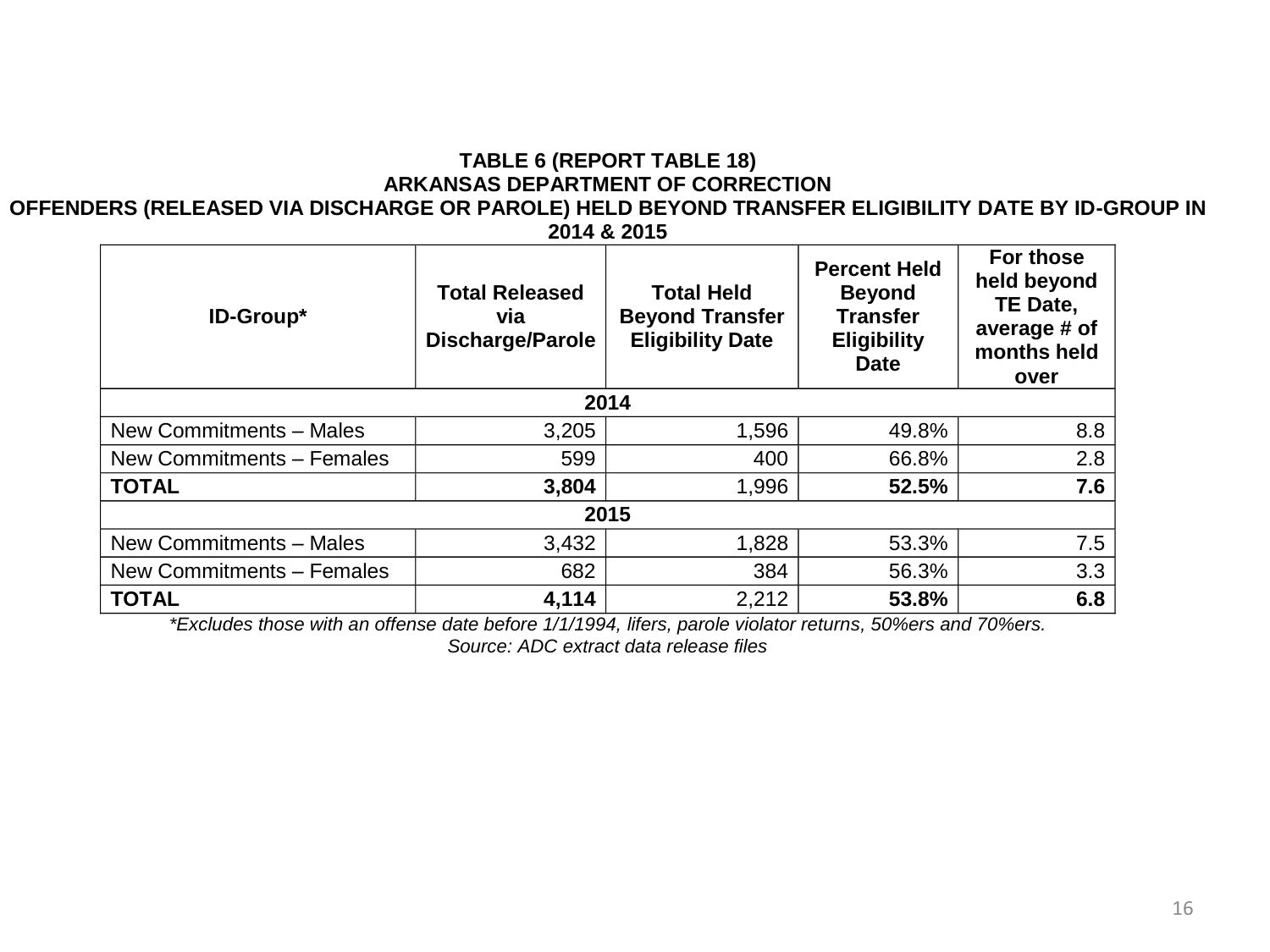**TABLE 6 (REPORT TABLE 18)**
**ARKANSAS DEPARTMENT OF CORRECTION**
**OFFENDERS (RELEASED VIA DISCHARGE OR PAROLE) HELD BEYOND TRANSFER ELIGIBILITY DATE BY ID-GROUP IN 2014 & 2015**

| ID-Group* | Total Released via Discharge/Parole | Total Held Beyond Transfer Eligibility Date | Percent Held Beyond Transfer Eligibility Date | For those held beyond TE Date, average # of months held over |
|---|---|---|---|---|
| **2014** | | | | |
| New Commitments – Males | 3,205 | 1,596 | 49.8% | 8.8 |
| New Commitments – Females | 599 | 400 | 66.8% | 2.8 |
| **TOTAL** | **3,804** | 1,996 | **52.5%** | **7.6** |
| **2015** | | | | |
| New Commitments – Males | 3,432 | 1,828 | 53.3% | 7.5 |
| New Commitments – Females | 682 | 384 | 56.3% | 3.3 |
| **TOTAL** | **4,114** | 2,212 | **53.8%** | **6.8** |

*\*Excludes those with an offense date before 1/1/1994, lifers, parole violator returns, 50%ers and 70%ers.*
*Source: ADC extract data release files*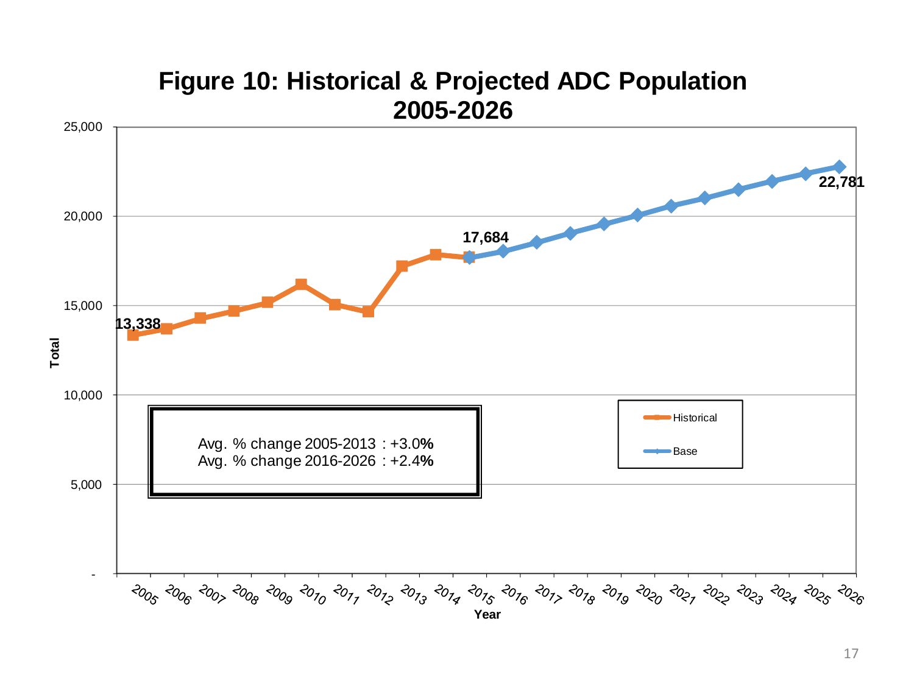# Figure 10: Historical & Projected ADC Population 2005-2026

Avg. % change 2005-2013 : +3.0%
Avg. % change 2016-2026 : +2.4%

Data labels: 2005: 13,338; 2015: 17,684; 2026: 22,781

Legend: Historical; Base

Y-axis: Total (0 to 25,000)
X-axis: Year (2005–2026)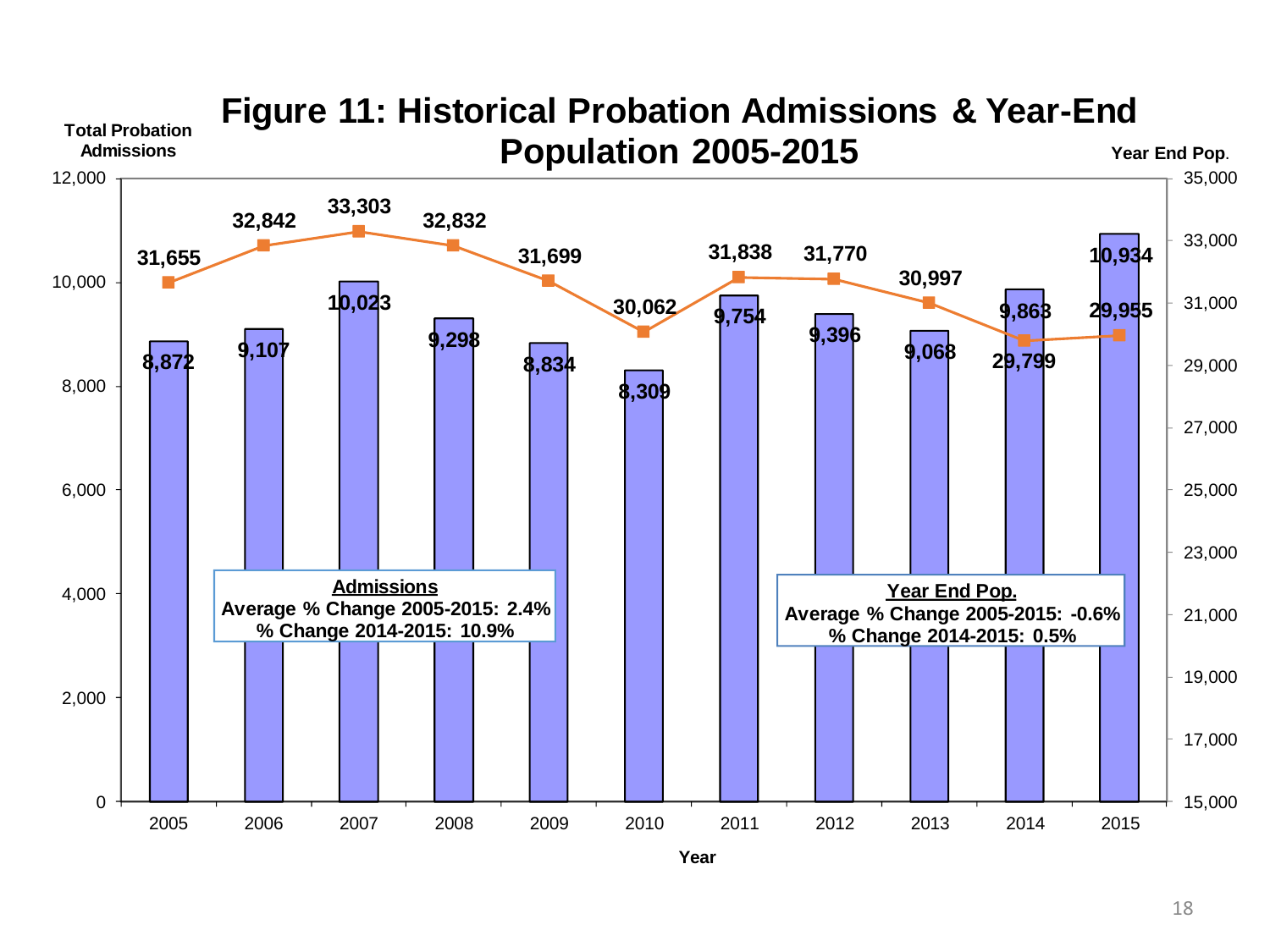# Figure 11: Historical Probation Admissions & Year-End Population 2005-2015

| Year | Total Probation Admissions | Year End Pop. |
|---|---|---|
| 2005 | 8,872 | 31,655 |
| 2006 | 9,107 | 32,842 |
| 2007 | 10,023 | 33,303 |
| 2008 | 9,298 | 32,832 |
| 2009 | 8,834 | 31,699 |
| 2010 | 8,309 | 30,062 |
| 2011 | 9,754 | 31,838 |
| 2012 | 9,396 | 31,770 |
| 2013 | 9,068 | 30,997 |
| 2014 | 9,863 | 29,799 |
| 2015 | 10,934 | 29,955 |

**Admissions**
Average % Change 2005-2015: 2.4%
% Change 2014-2015: 10.9%

**Year End Pop.**
Average % Change 2005-2015: -0.6%
% Change 2014-2015: 0.5%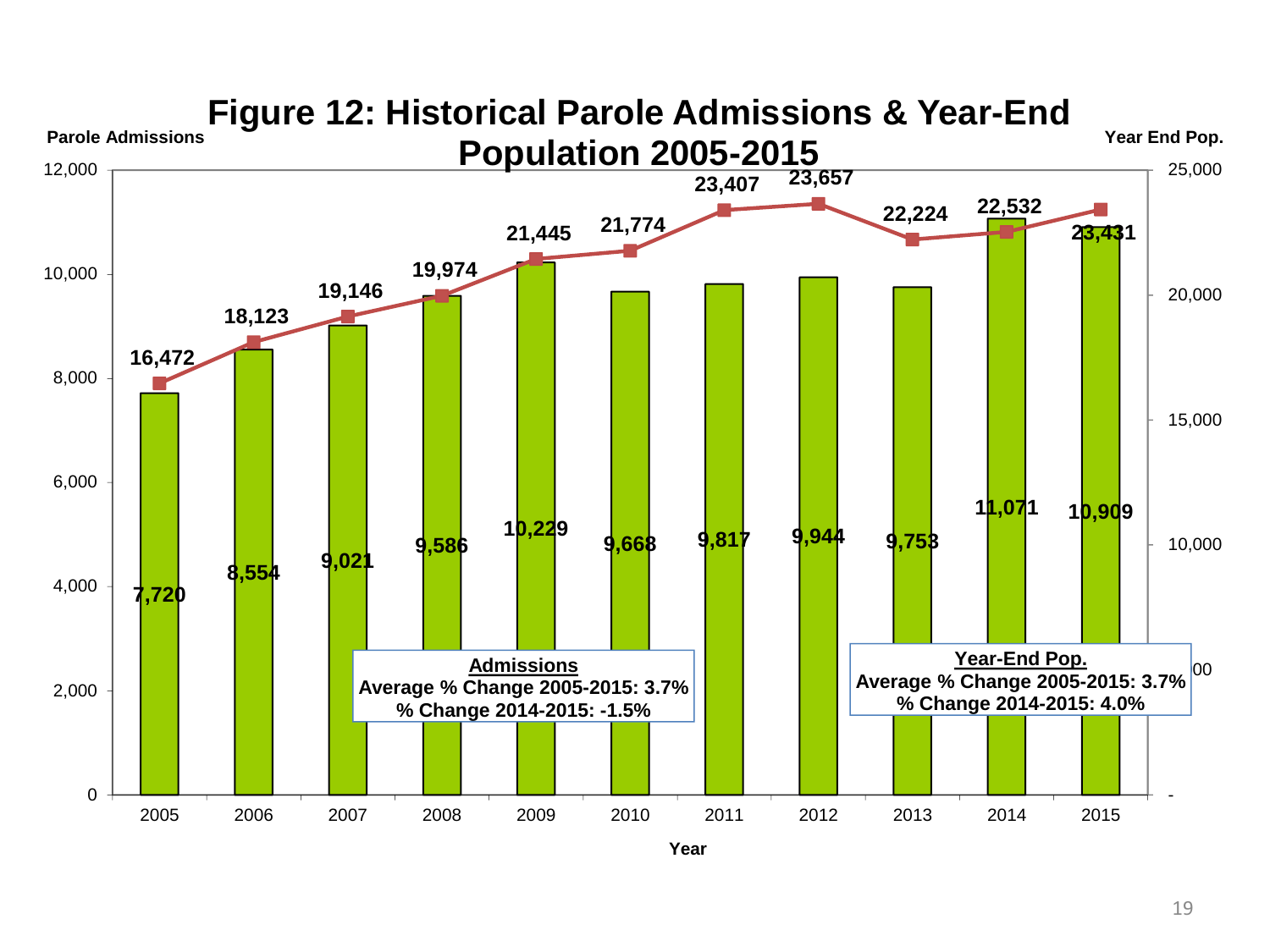# Figure 12: Historical Parole Admissions & Year-End Population 2005-2015

| Year | Parole Admissions | Year End Pop. |
|---|---|---|
| 2005 | 7,720 | 16,472 |
| 2006 | 8,554 | 18,123 |
| 2007 | 9,021 | 19,146 |
| 2008 | 9,586 | 19,974 |
| 2009 | 10,229 | 21,445 |
| 2010 | 9,668 | 21,774 |
| 2011 | 9,817 | 23,407 |
| 2012 | 9,944 | 23,657 |
| 2013 | 9,753 | 22,224 |
| 2014 | 11,071 | 22,532 |
| 2015 | 10,909 | 23,431 |

**Admissions**
Average % Change 2005-2015: 3.7%
% Change 2014-2015: -1.5%

**Year-End Pop.**
Average % Change 2005-2015: 3.7%
% Change 2014-2015: 4.0%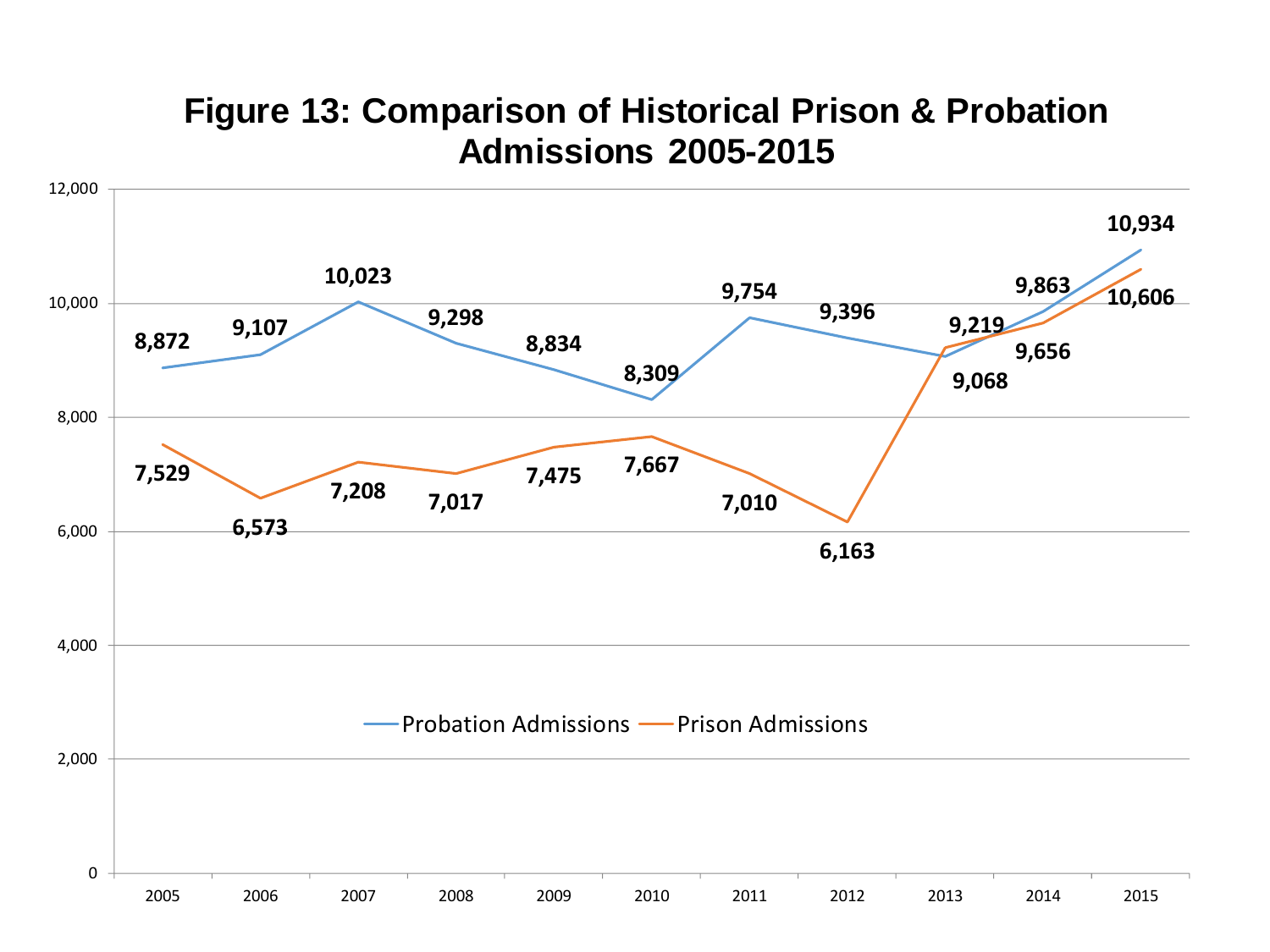# Figure 13: Comparison of Historical Prison & Probation Admissions 2005-2015

| Year | Probation Admissions | Prison Admissions |
|---|---|---|
| 2005 | 8,872 | 7,529 |
| 2006 | 9,107 | 6,573 |
| 2007 | 10,023 | 7,208 |
| 2008 | 9,298 | 7,017 |
| 2009 | 8,834 | 7,475 |
| 2010 | 8,309 | 7,667 |
| 2011 | 9,754 | 7,010 |
| 2012 | 9,396 | 6,163 |
| 2013 | 9,068 | 9,219 |
| 2014 | 9,863 | 9,656 |
| 2015 | 10,934 | 10,606 |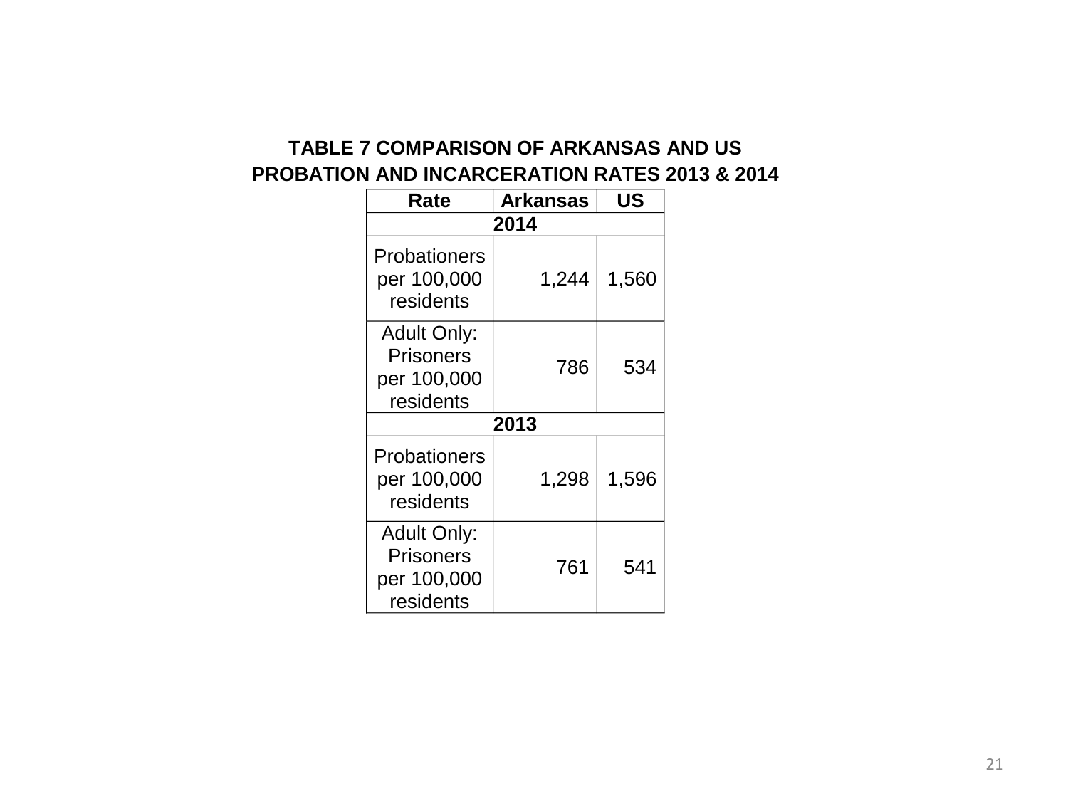**TABLE 7 COMPARISON OF ARKANSAS AND US PROBATION AND INCARCERATION RATES 2013 & 2014**

| Rate | Arkansas | US |
|---|---|---|
| **2014** | | |
| Probationers per 100,000 residents | 1,244 | 1,560 |
| Adult Only: Prisoners per 100,000 residents | 786 | 534 |
| **2013** | | |
| Probationers per 100,000 residents | 1,298 | 1,596 |
| Adult Only: Prisoners per 100,000 residents | 761 | 541 |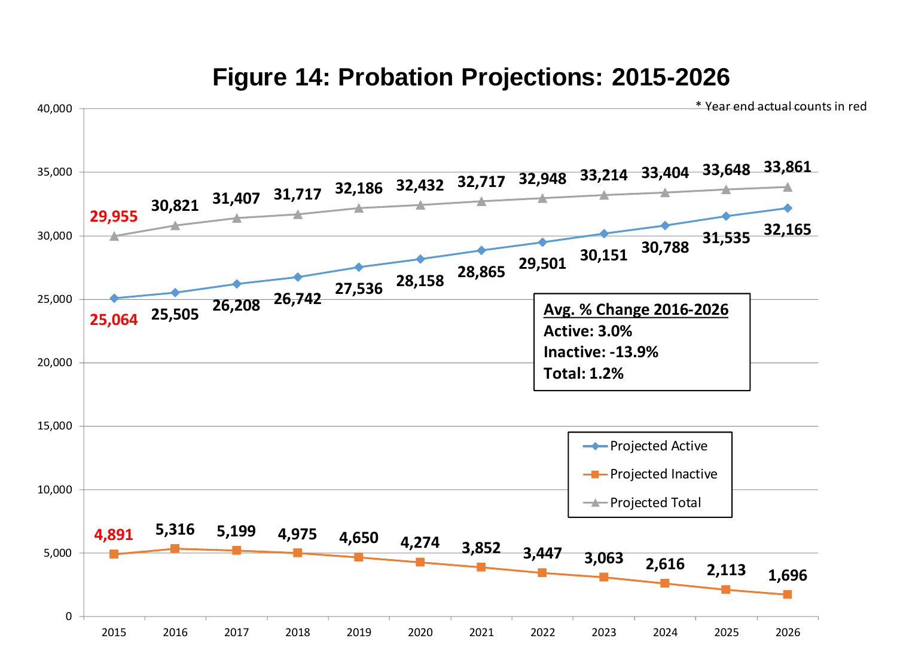# Figure 14: Probation Projections: 2015-2026

* Year end actual counts in red

| Year | Projected Active | Projected Inactive | Projected Total |
|---|---|---|---|
| 2015 | 25,064 | 4,891 | 29,955 |
| 2016 | 25,505 | 5,316 | 30,821 |
| 2017 | 26,208 | 5,199 | 31,407 |
| 2018 | 26,742 | 4,975 | 31,717 |
| 2019 | 27,536 | 4,650 | 32,186 |
| 2020 | 28,158 | 4,274 | 32,432 |
| 2021 | 28,865 | 3,852 | 32,717 |
| 2022 | 29,501 | 3,447 | 32,948 |
| 2023 | 30,151 | 3,063 | 33,214 |
| 2024 | 30,788 | 2,616 | 33,404 |
| 2025 | 31,535 | 2,113 | 33,648 |
| 2026 | 32,165 | 1,696 | 33,861 |

**Avg. % Change 2016-2026**

**Active: 3.0%**

**Inactive: -13.9%**

**Total: 1.2%**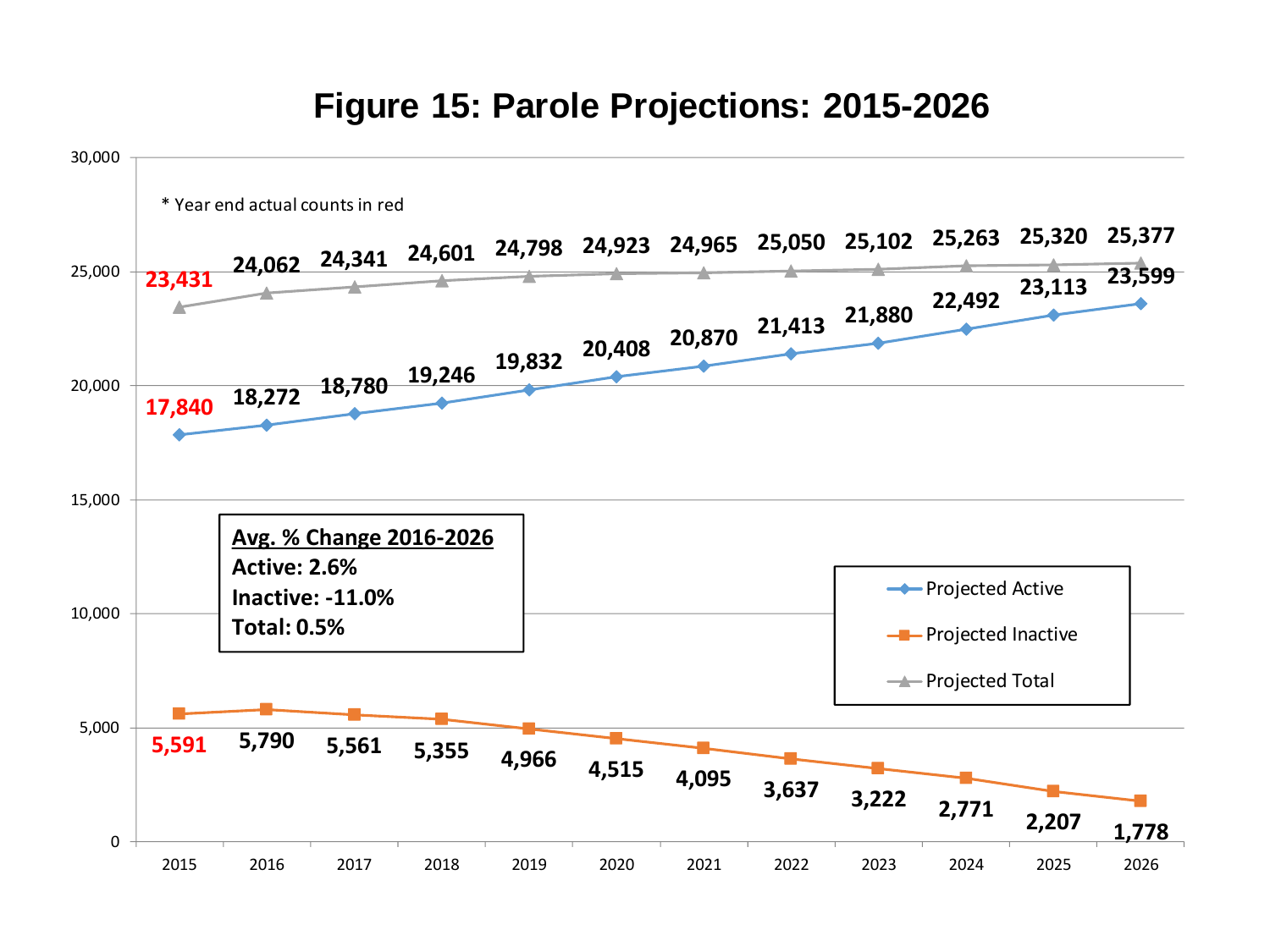# Figure 15: Parole Projections: 2015-2026

* Year end actual counts in red

| Year | Projected Active | Projected Inactive | Projected Total |
|---|---|---|---|
| 2015 | 17,840 | 5,591 | 23,431 |
| 2016 | 18,272 | 5,790 | 24,062 |
| 2017 | 18,780 | 5,561 | 24,341 |
| 2018 | 19,246 | 5,355 | 24,601 |
| 2019 | 19,832 | 4,966 | 24,798 |
| 2020 | 20,408 | 4,515 | 24,923 |
| 2021 | 20,870 | 4,095 | 24,965 |
| 2022 | 21,413 | 3,637 | 25,050 |
| 2023 | 21,880 | 3,222 | 25,102 |
| 2024 | 22,492 | 2,771 | 25,263 |
| 2025 | 23,113 | 2,207 | 25,320 |
| 2026 | 23,599 | 1,778 | 25,377 |

**Avg. % Change 2016-2026**
**Active: 2.6%**
**Inactive: -11.0%**
**Total: 0.5%**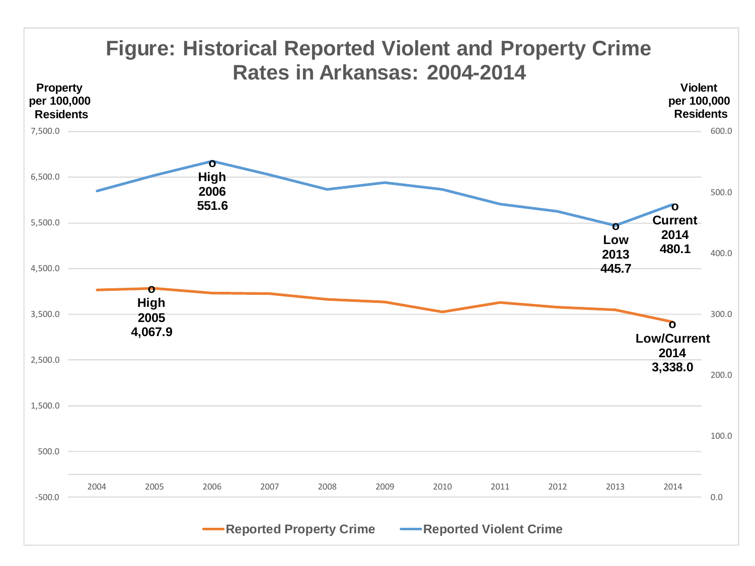# Figure: Historical Reported Violent and Property Crime Rates in Arkansas: 2004-2014

Property per 100,000 Residents

Violent per 100,000 Residents

7,500.0
6,500.0
5,500.0
4,500.0
3,500.0
2,500.0
1,500.0
500.0
-500.0

600.0
500.0
400.0
300.0
200.0
100.0
0.0

2004 2005 2006 2007 2008 2009 2010 2011 2012 2013 2014

High
2006
551.6

Low
2013
445.7

Current
2014
480.1

High
2005
4,067.9

Low/Current
2014
3,338.0

Reported Property Crime

Reported Violent Crime